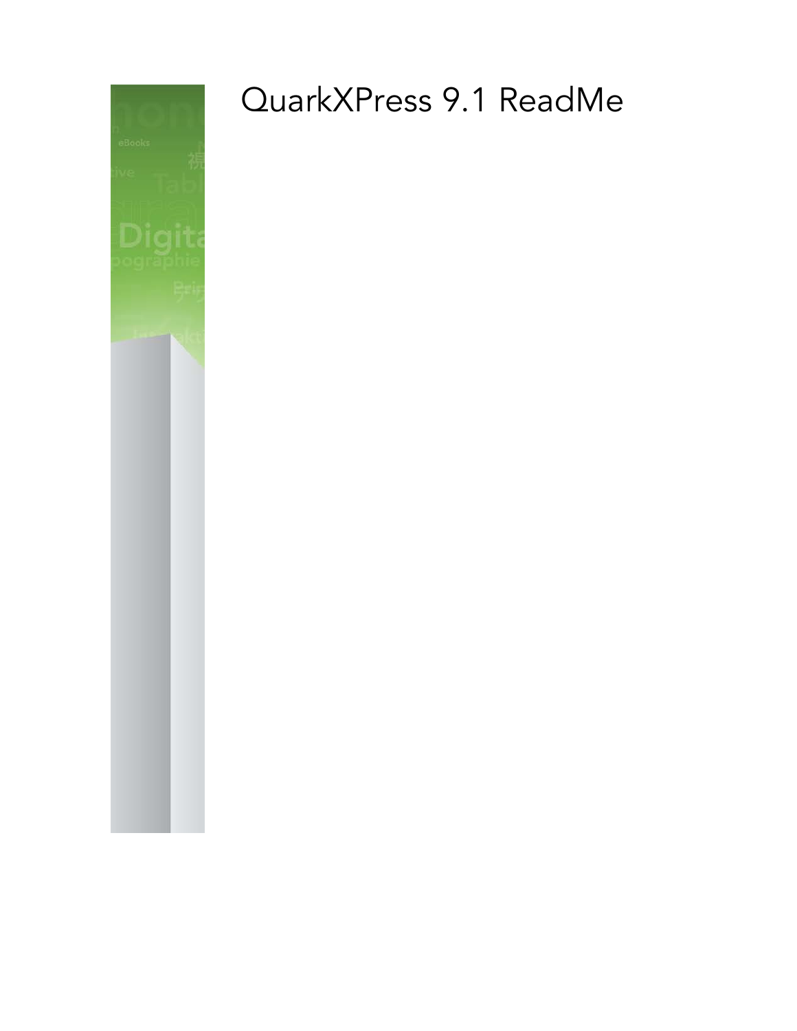# QuarkXPress 9.1 ReadMe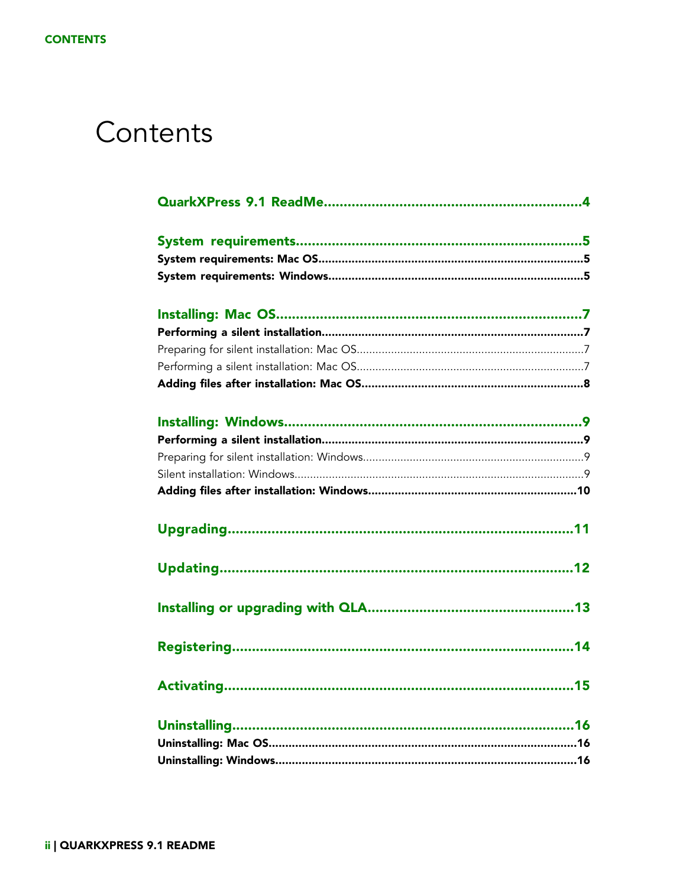# Contents

**QuarkXPress 9.1 ReadMe....................................................................4**

**System requirements..........................................................................5**

**System requirements: Mac OS...............................................................5**

**System requirements: Windows.............................................................5**

**Installing: Mac OS...............................................................................7**

**Performing a silent installation..............................................................7**

Preparing for silent installation: Mac OS.........................................................7

Performing a silent installation: Mac OS.........................................................7

**Adding files after installation: Mac OS...................................................8**

**Installing: Windows.............................................................................9**

**Performing a silent installation..............................................................9**

Preparing for silent installation: Windows.......................................................9

Silent installation: Windows...........................................................................9

**Adding files after installation: Windows..............................................10**

**Upgrading..........................................................................................11**

**Updating............................................................................................12**

**Installing or upgrading with QLA......................................................13**

**Registering.........................................................................................14**

**Activating...........................................................................................15**

**Uninstalling........................................................................................16**

**Uninstalling: Mac OS...........................................................................16**

**Uninstalling: Windows.........................................................................16**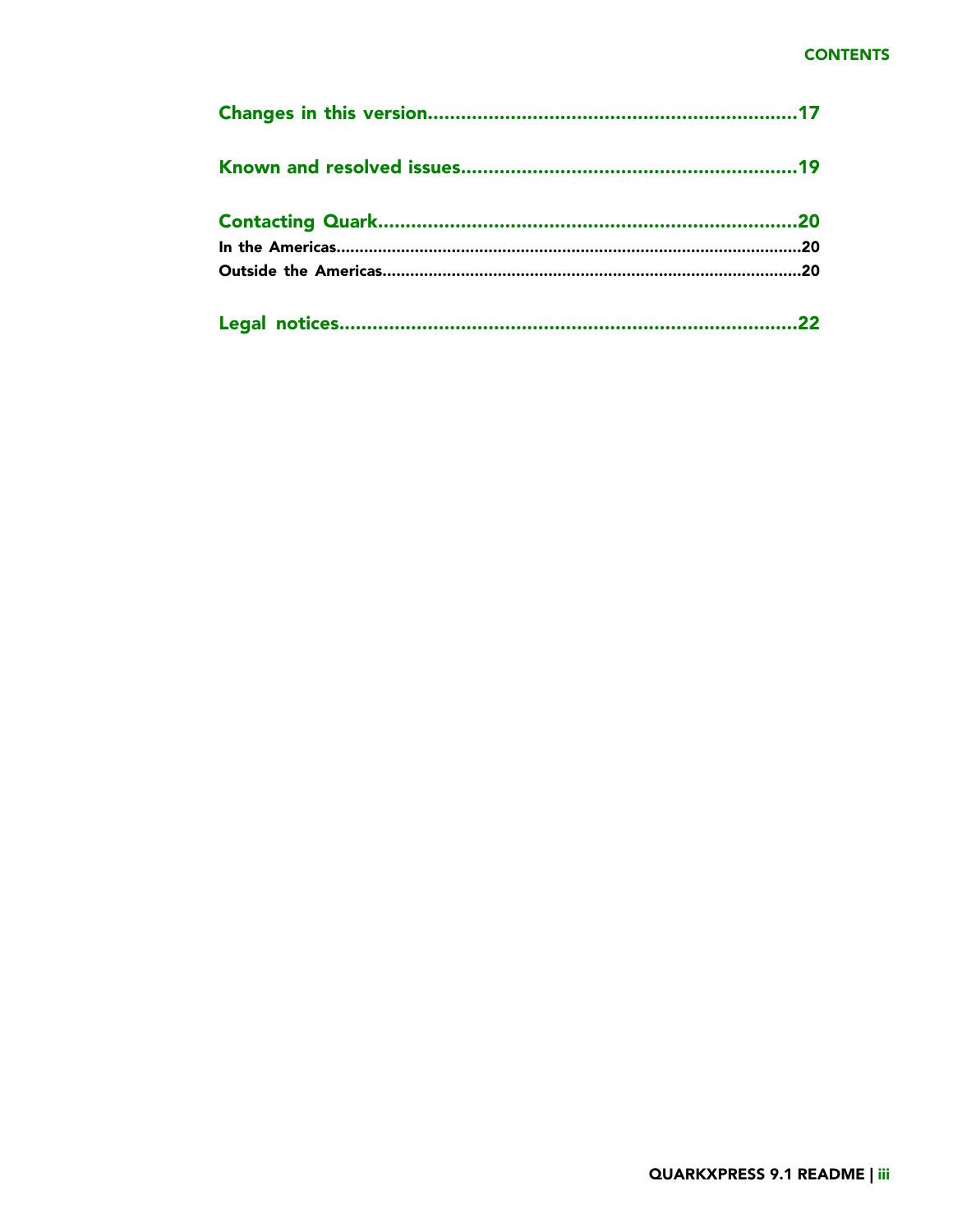Changes in this version....................................................................17

Known and resolved issues..............................................................19

Contacting Quark.............................................................................20

In the Americas....................................................................................................20

Outside the Americas..........................................................................................20

Legal notices.....................................................................................22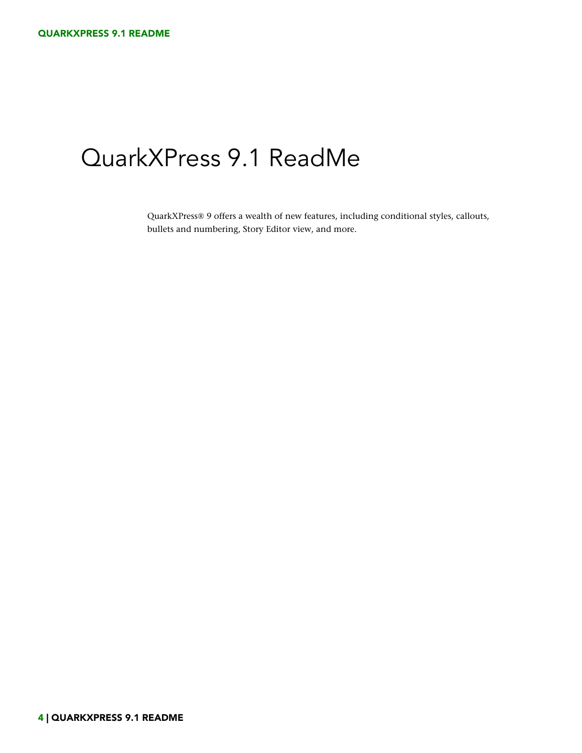# QuarkXPress 9.1 ReadMe

QuarkXPress® 9 offers a wealth of new features, including conditional styles, callouts, bullets and numbering, Story Editor view, and more.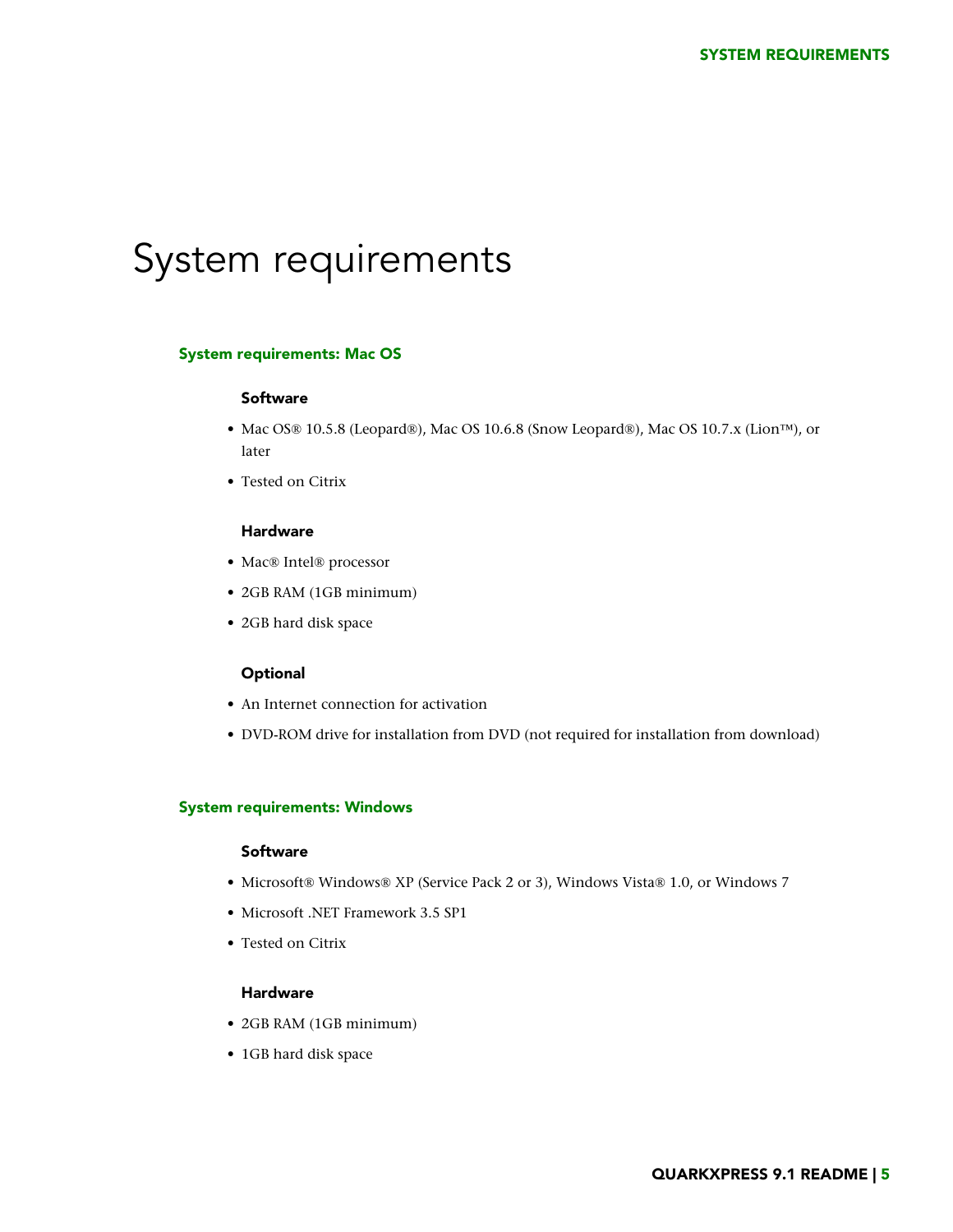# System requirements

## System requirements: Mac OS

### Software

- Mac OS® 10.5.8 (Leopard®), Mac OS 10.6.8 (Snow Leopard®), Mac OS 10.7.x (Lion™), or later
- Tested on Citrix

### Hardware

- Mac® Intel® processor
- 2GB RAM (1GB minimum)
- 2GB hard disk space

### Optional

- An Internet connection for activation
- DVD-ROM drive for installation from DVD (not required for installation from download)

## System requirements: Windows

### Software

- Microsoft® Windows® XP (Service Pack 2 or 3), Windows Vista® 1.0, or Windows 7
- Microsoft .NET Framework 3.5 SP1
- Tested on Citrix

### Hardware

- 2GB RAM (1GB minimum)
- 1GB hard disk space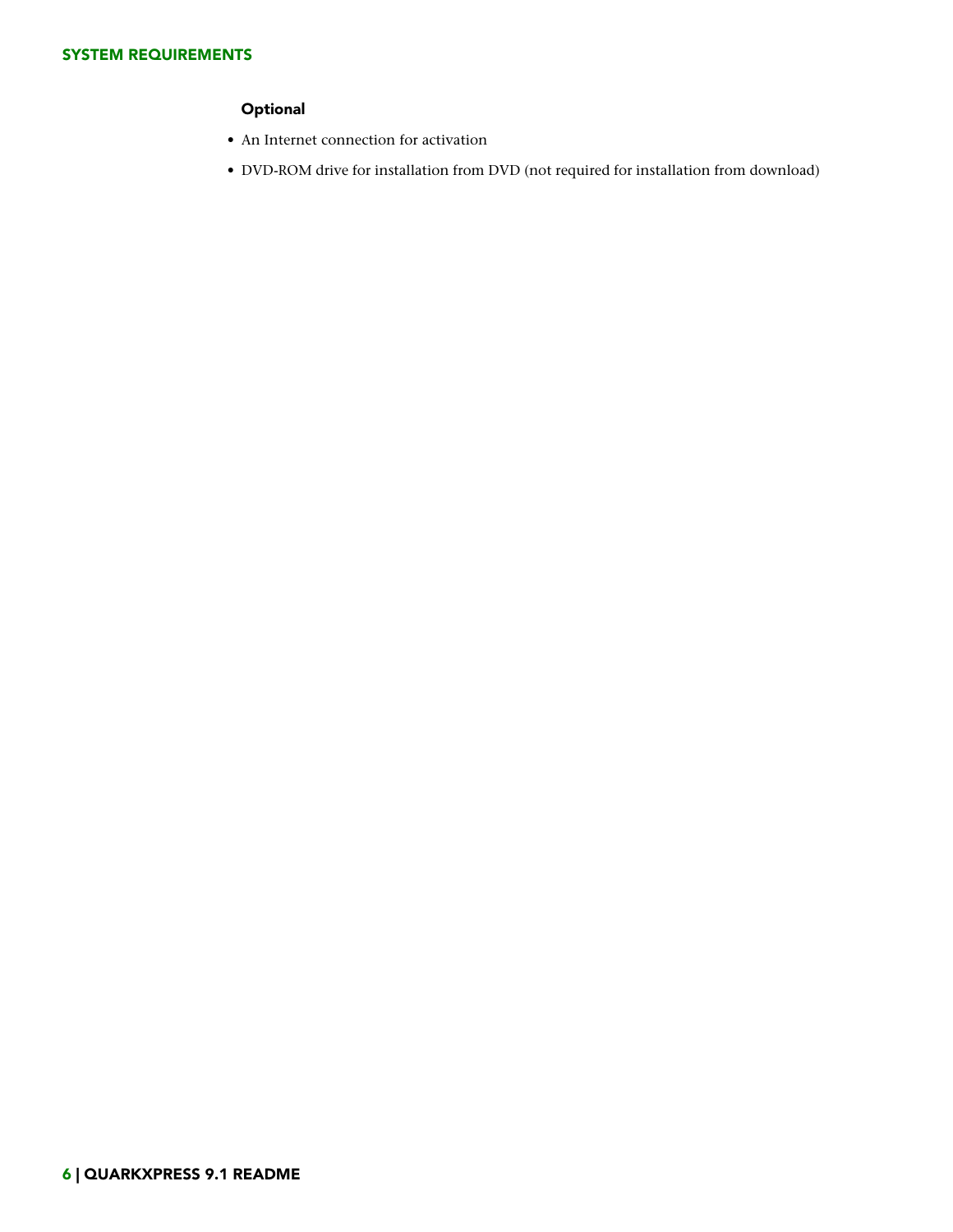#### Optional

- An Internet connection for activation
- DVD-ROM drive for installation from DVD (not required for installation from download)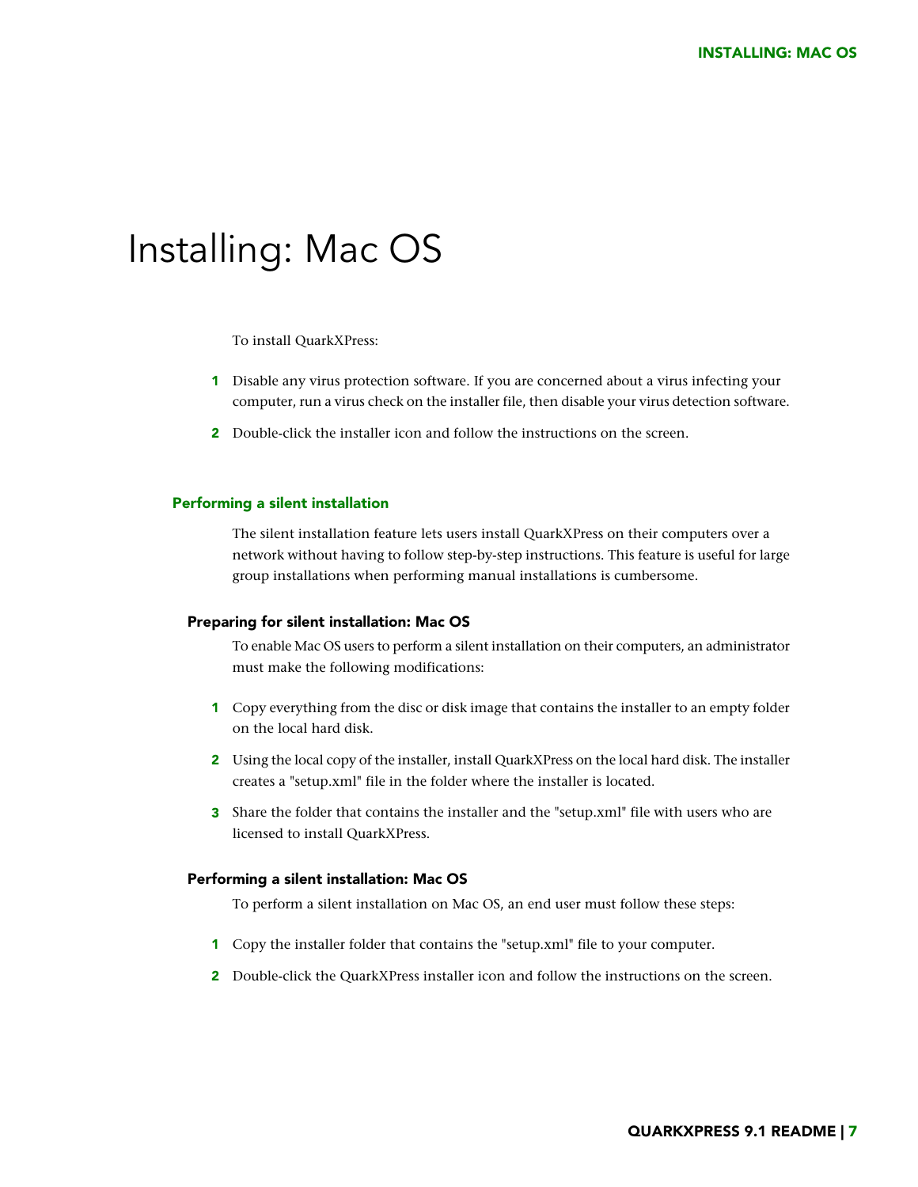# Installing: Mac OS

To install QuarkXPress:

1. Disable any virus protection software. If you are concerned about a virus infecting your computer, run a virus check on the installer file, then disable your virus detection software.
2. Double-click the installer icon and follow the instructions on the screen.

## Performing a silent installation

The silent installation feature lets users install QuarkXPress on their computers over a network without having to follow step-by-step instructions. This feature is useful for large group installations when performing manual installations is cumbersome.

### Preparing for silent installation: Mac OS

To enable Mac OS users to perform a silent installation on their computers, an administrator must make the following modifications:

1. Copy everything from the disc or disk image that contains the installer to an empty folder on the local hard disk.
2. Using the local copy of the installer, install QuarkXPress on the local hard disk. The installer creates a "setup.xml" file in the folder where the installer is located.
3. Share the folder that contains the installer and the "setup.xml" file with users who are licensed to install QuarkXPress.

### Performing a silent installation: Mac OS

To perform a silent installation on Mac OS, an end user must follow these steps:

1. Copy the installer folder that contains the "setup.xml" file to your computer.
2. Double-click the QuarkXPress installer icon and follow the instructions on the screen.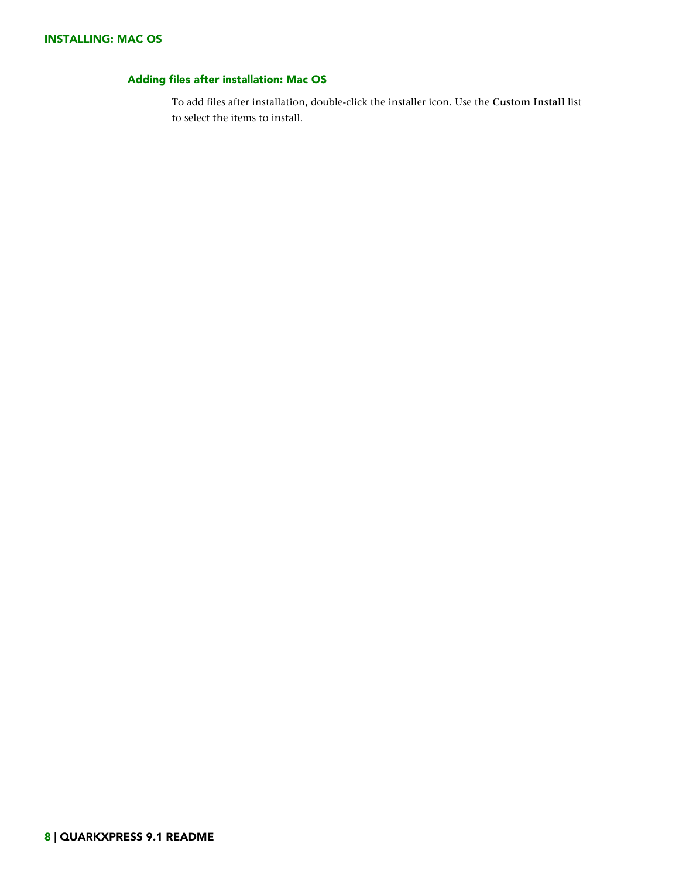### Adding files after installation: Mac OS

To add files after installation, double-click the installer icon. Use the **Custom Install** list to select the items to install.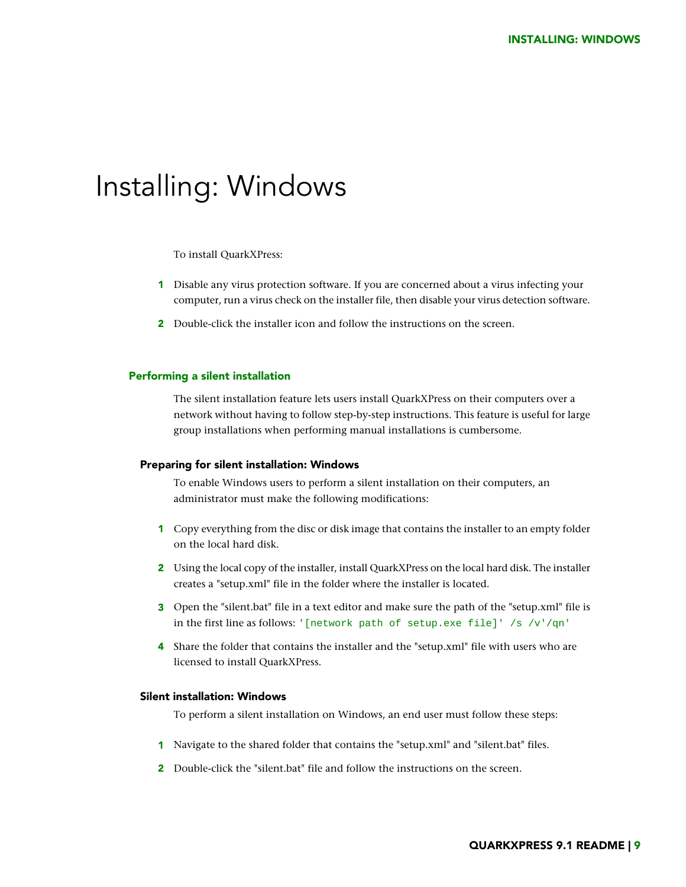# Installing: Windows

To install QuarkXPress:

1. Disable any virus protection software. If you are concerned about a virus infecting your computer, run a virus check on the installer file, then disable your virus detection software.
2. Double-click the installer icon and follow the instructions on the screen.

## Performing a silent installation

The silent installation feature lets users install QuarkXPress on their computers over a network without having to follow step-by-step instructions. This feature is useful for large group installations when performing manual installations is cumbersome.

### Preparing for silent installation: Windows

To enable Windows users to perform a silent installation on their computers, an administrator must make the following modifications:

1. Copy everything from the disc or disk image that contains the installer to an empty folder on the local hard disk.
2. Using the local copy of the installer, install QuarkXPress on the local hard disk. The installer creates a "setup.xml" file in the folder where the installer is located.
3. Open the "silent.bat" file in a text editor and make sure the path of the "setup.xml" file is in the first line as follows: `'[network path of setup.exe file]' /s /v'/qn'`
4. Share the folder that contains the installer and the "setup.xml" file with users who are licensed to install QuarkXPress.

### Silent installation: Windows

To perform a silent installation on Windows, an end user must follow these steps:

1. Navigate to the shared folder that contains the "setup.xml" and "silent.bat" files.
2. Double-click the "silent.bat" file and follow the instructions on the screen.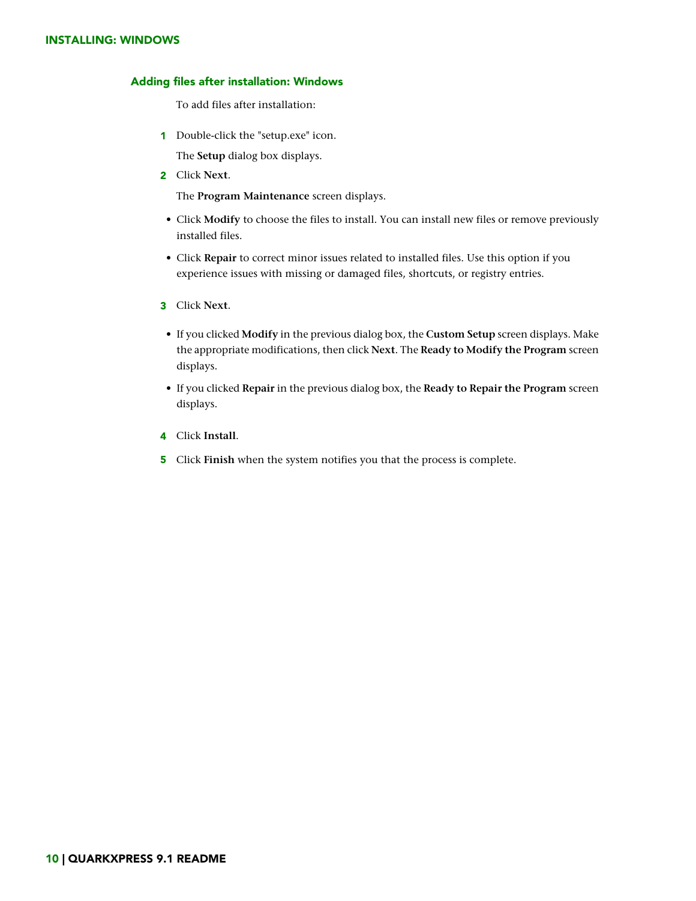## Adding files after installation: Windows

To add files after installation:

1. Double-click the "setup.exe" icon.

   The **Setup** dialog box displays.

2. Click **Next**.

   The **Program Maintenance** screen displays.

   - Click **Modify** to choose the files to install. You can install new files or remove previously installed files.
   - Click **Repair** to correct minor issues related to installed files. Use this option if you experience issues with missing or damaged files, shortcuts, or registry entries.

3. Click **Next**.

   - If you clicked **Modify** in the previous dialog box, the **Custom Setup** screen displays. Make the appropriate modifications, then click **Next**. The **Ready to Modify the Program** screen displays.
   - If you clicked **Repair** in the previous dialog box, the **Ready to Repair the Program** screen displays.

4. Click **Install**.

5. Click **Finish** when the system notifies you that the process is complete.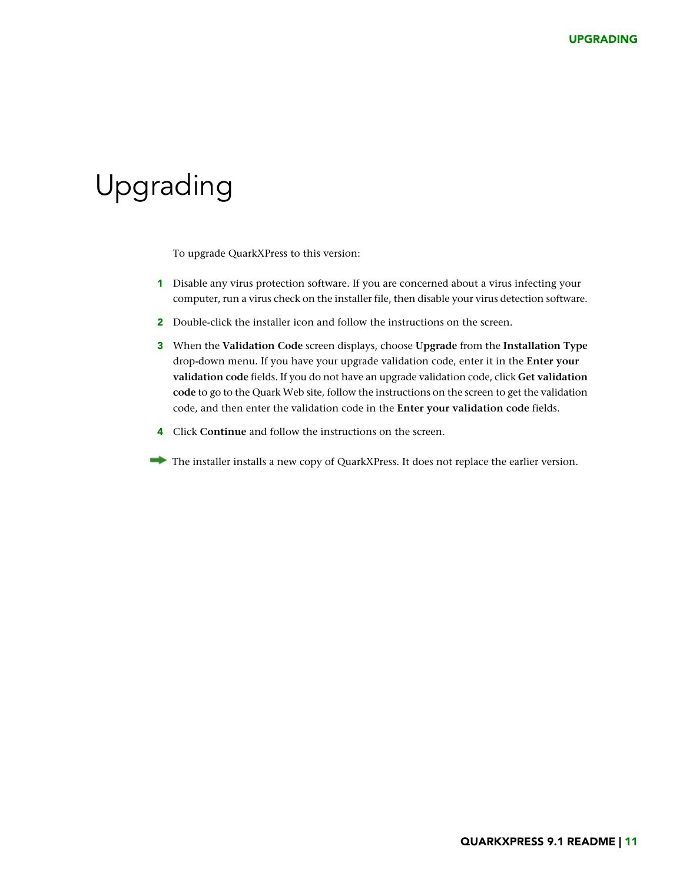# Upgrading

To upgrade QuarkXPress to this version:

1. Disable any virus protection software. If you are concerned about a virus infecting your computer, run a virus check on the installer file, then disable your virus detection software.
2. Double-click the installer icon and follow the instructions on the screen.
3. When the **Validation Code** screen displays, choose **Upgrade** from the **Installation Type** drop-down menu. If you have your upgrade validation code, enter it in the **Enter your validation code** fields. If you do not have an upgrade validation code, click **Get validation code** to go to the Quark Web site, follow the instructions on the screen to get the validation code, and then enter the validation code in the **Enter your validation code** fields.
4. Click **Continue** and follow the instructions on the screen.

➡ The installer installs a new copy of QuarkXPress. It does not replace the earlier version.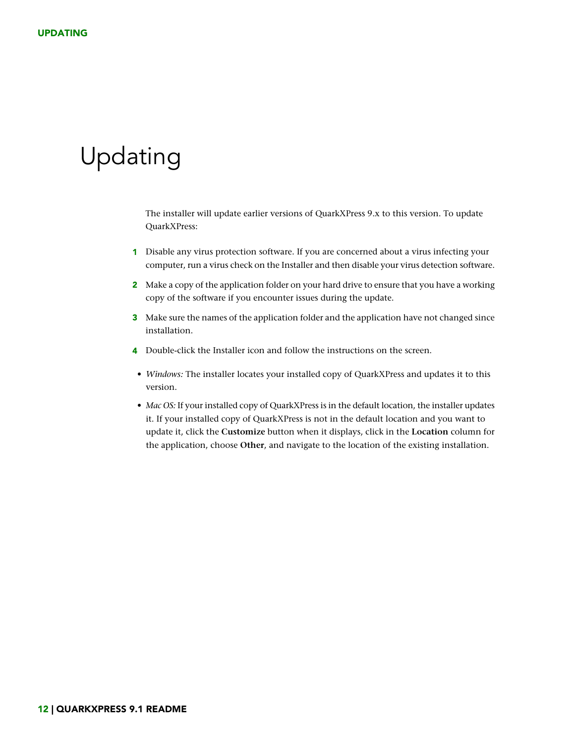# Updating

The installer will update earlier versions of QuarkXPress 9.x to this version. To update QuarkXPress:

1. Disable any virus protection software. If you are concerned about a virus infecting your computer, run a virus check on the Installer and then disable your virus detection software.
2. Make a copy of the application folder on your hard drive to ensure that you have a working copy of the software if you encounter issues during the update.
3. Make sure the names of the application folder and the application have not changed since installation.
4. Double-click the Installer icon and follow the instructions on the screen.

- *Windows:* The installer locates your installed copy of QuarkXPress and updates it to this version.
- *Mac OS:* If your installed copy of QuarkXPress is in the default location, the installer updates it. If your installed copy of QuarkXPress is not in the default location and you want to update it, click the **Customize** button when it displays, click in the **Location** column for the application, choose **Other**, and navigate to the location of the existing installation.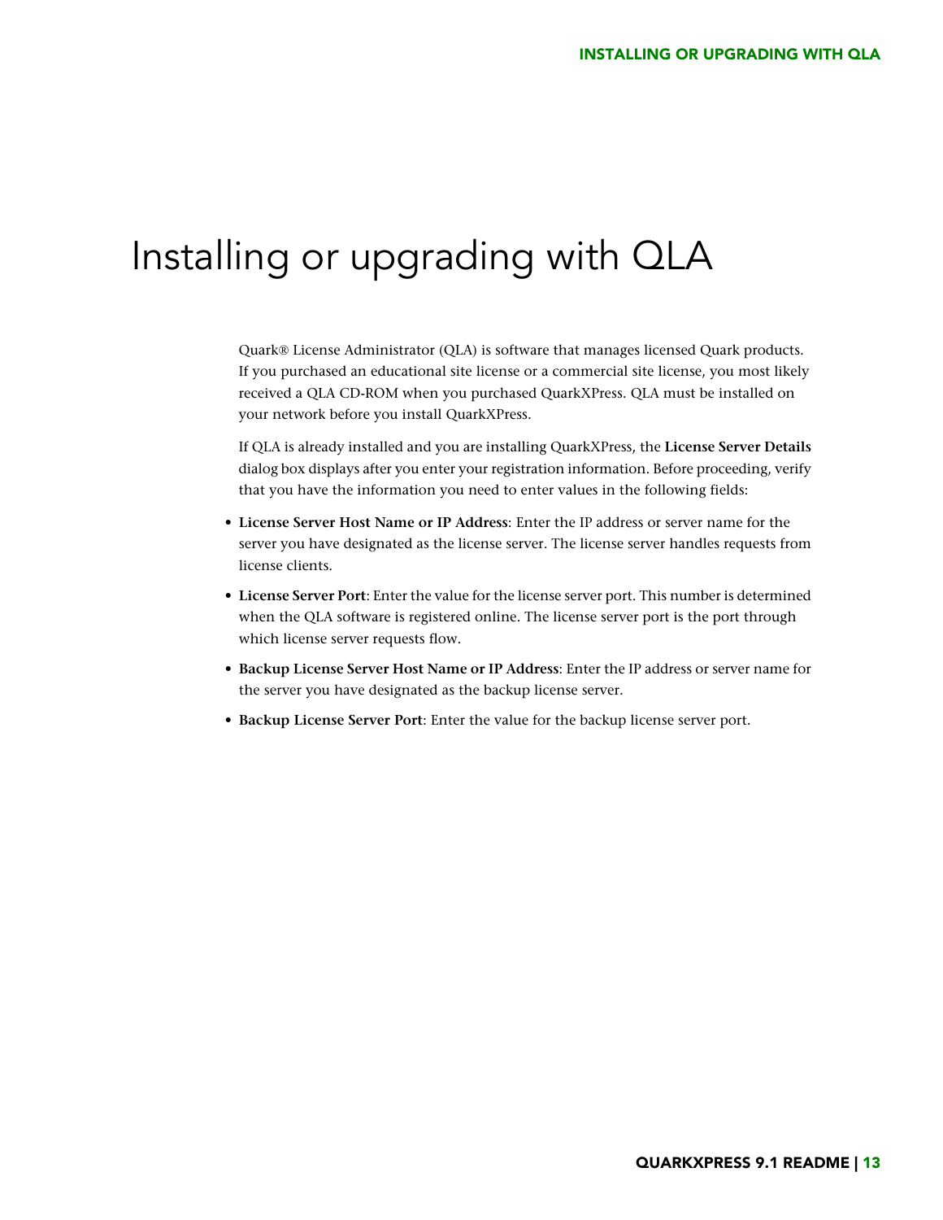# Installing or upgrading with QLA

Quark® License Administrator (QLA) is software that manages licensed Quark products. If you purchased an educational site license or a commercial site license, you most likely received a QLA CD-ROM when you purchased QuarkXPress. QLA must be installed on your network before you install QuarkXPress.

If QLA is already installed and you are installing QuarkXPress, the **License Server Details** dialog box displays after you enter your registration information. Before proceeding, verify that you have the information you need to enter values in the following fields:

- **License Server Host Name or IP Address**: Enter the IP address or server name for the server you have designated as the license server. The license server handles requests from license clients.
- **License Server Port**: Enter the value for the license server port. This number is determined when the QLA software is registered online. The license server port is the port through which license server requests flow.
- **Backup License Server Host Name or IP Address**: Enter the IP address or server name for the server you have designated as the backup license server.
- **Backup License Server Port**: Enter the value for the backup license server port.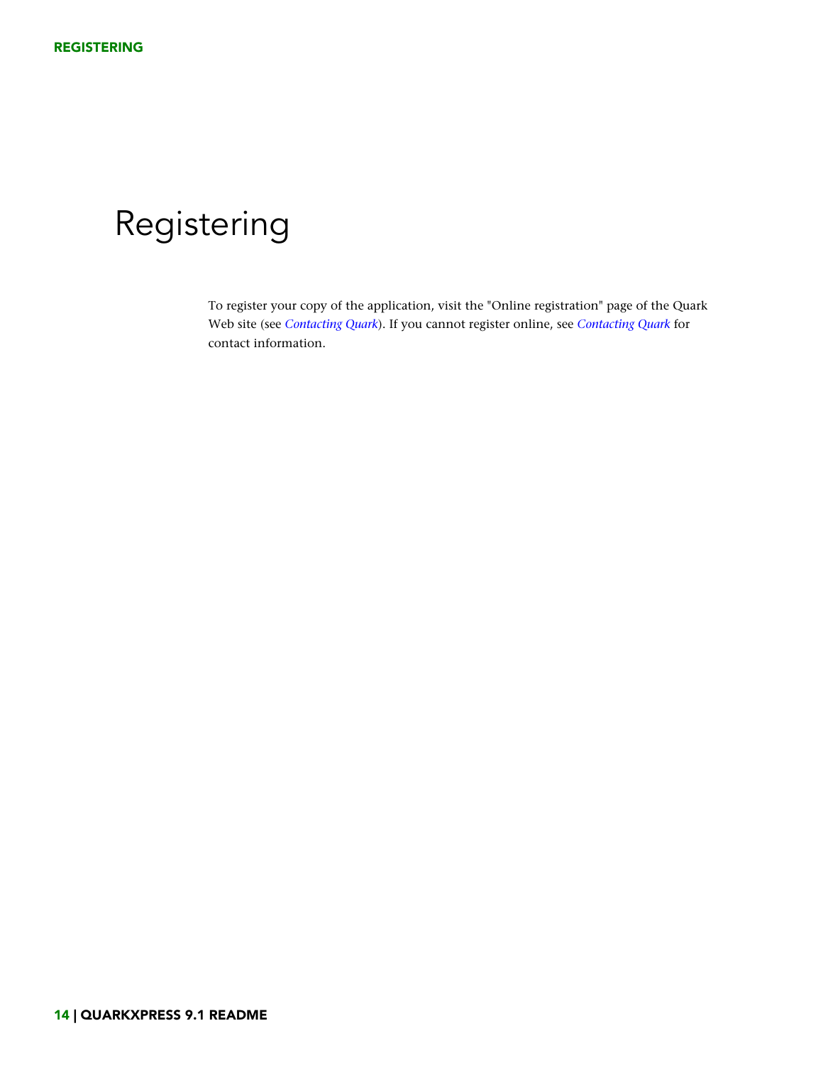# Registering

To register your copy of the application, visit the "Online registration" page of the Quark Web site (see *Contacting Quark*). If you cannot register online, see *Contacting Quark* for contact information.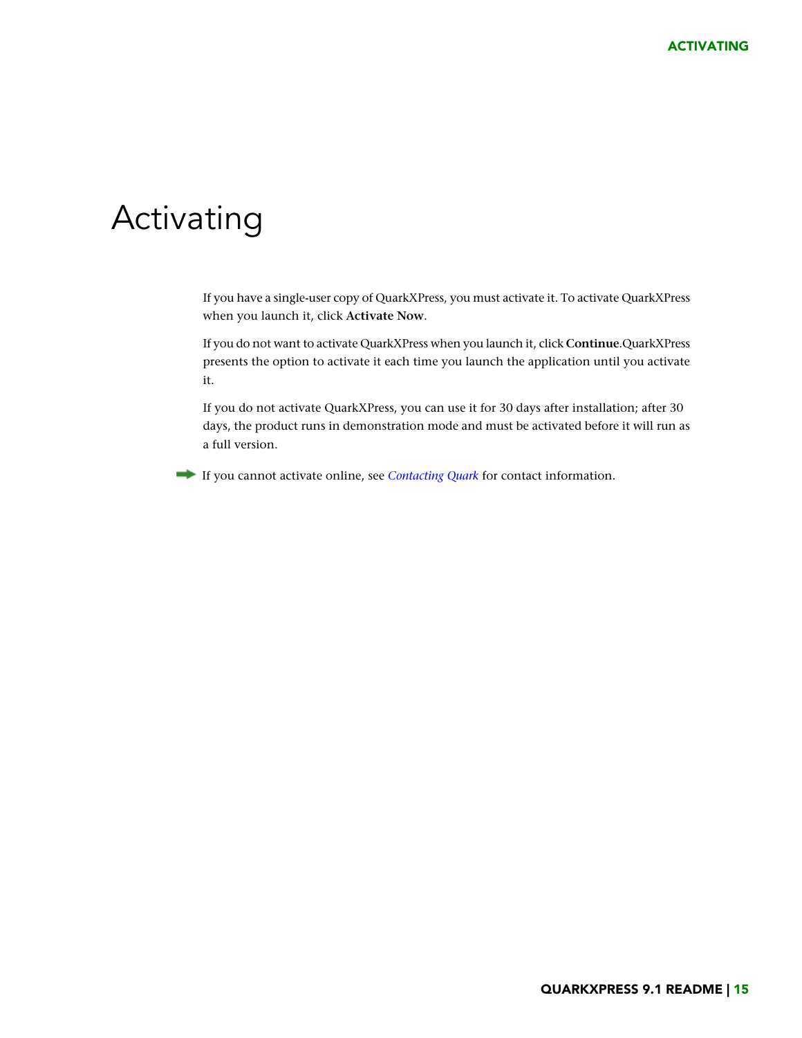# Activating

If you have a single-user copy of QuarkXPress, you must activate it. To activate QuarkXPress when you launch it, click **Activate Now**.

If you do not want to activate QuarkXPress when you launch it, click **Continue**.QuarkXPress presents the option to activate it each time you launch the application until you activate it.

If you do not activate QuarkXPress, you can use it for 30 days after installation; after 30 days, the product runs in demonstration mode and must be activated before it will run as a full version.

➡ If you cannot activate online, see *Contacting Quark* for contact information.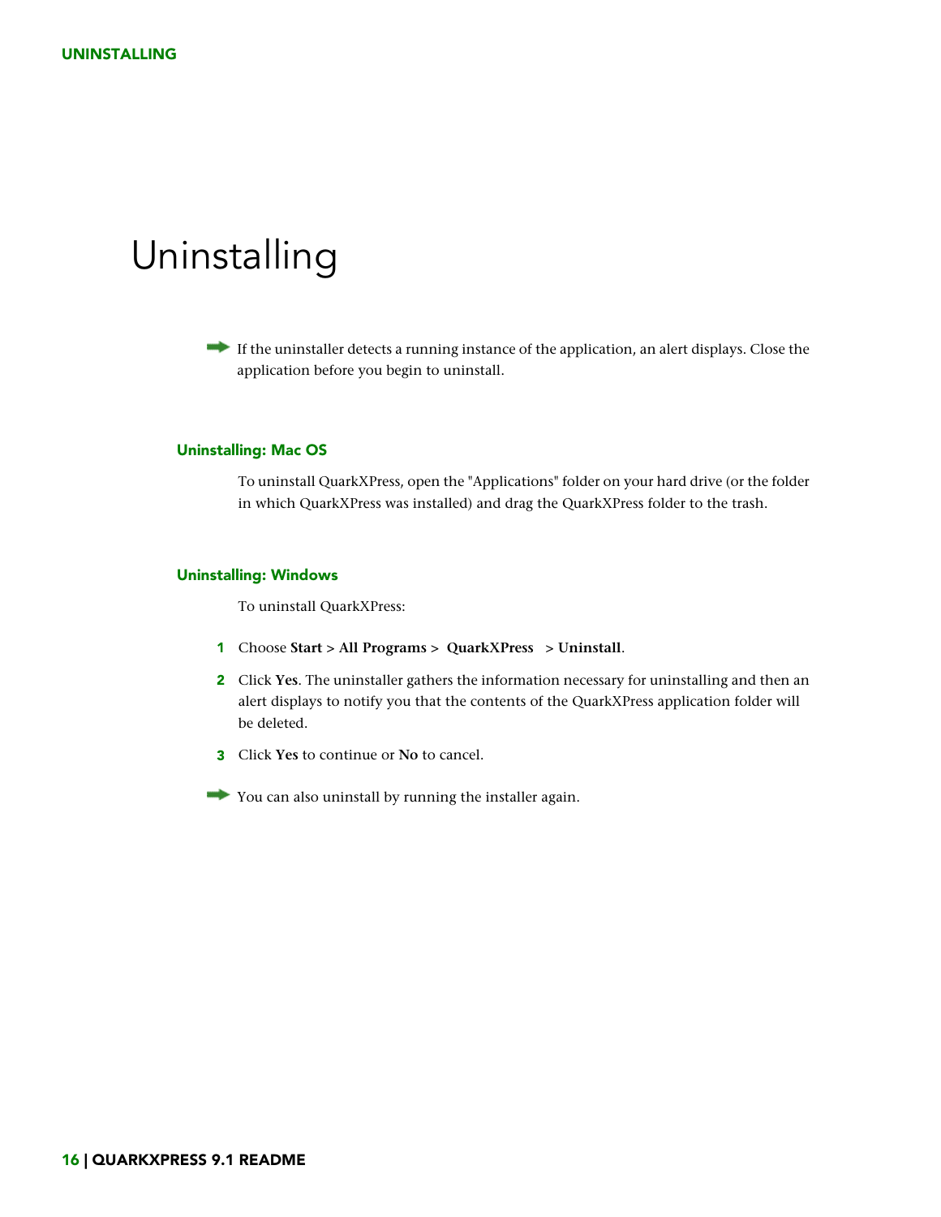# Uninstalling

➡ If the uninstaller detects a running instance of the application, an alert displays. Close the application before you begin to uninstall.

## Uninstalling: Mac OS

To uninstall QuarkXPress, open the "Applications" folder on your hard drive (or the folder in which QuarkXPress was installed) and drag the QuarkXPress folder to the trash.

## Uninstalling: Windows

To uninstall QuarkXPress:

1. Choose **Start > All Programs > QuarkXPress > Uninstall**.
2. Click **Yes**. The uninstaller gathers the information necessary for uninstalling and then an alert displays to notify you that the contents of the QuarkXPress application folder will be deleted.
3. Click **Yes** to continue or **No** to cancel.

➡ You can also uninstall by running the installer again.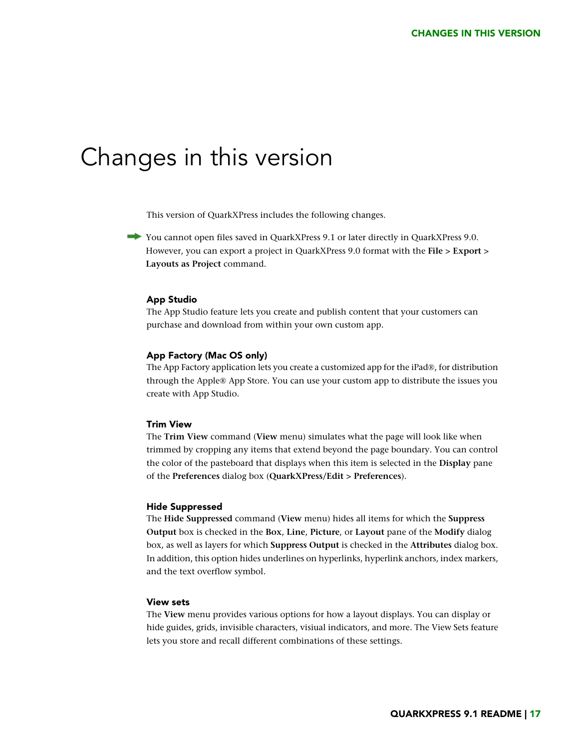# Changes in this version

This version of QuarkXPress includes the following changes.

➡ You cannot open files saved in QuarkXPress 9.1 or later directly in QuarkXPress 9.0. However, you can export a project in QuarkXPress 9.0 format with the **File > Export > Layouts as Project** command.

### App Studio

The App Studio feature lets you create and publish content that your customers can purchase and download from within your own custom app.

### App Factory (Mac OS only)

The App Factory application lets you create a customized app for the iPad®, for distribution through the Apple® App Store. You can use your custom app to distribute the issues you create with App Studio.

### Trim View

The **Trim View** command (**View** menu) simulates what the page will look like when trimmed by cropping any items that extend beyond the page boundary. You can control the color of the pasteboard that displays when this item is selected in the **Display** pane of the **Preferences** dialog box (**QuarkXPress/Edit > Preferences**).

### Hide Suppressed

The **Hide Suppressed** command (**View** menu) hides all items for which the **Suppress Output** box is checked in the **Box**, **Line**, **Picture**, or **Layout** pane of the **Modify** dialog box, as well as layers for which **Suppress Output** is checked in the **Attributes** dialog box. In addition, this option hides underlines on hyperlinks, hyperlink anchors, index markers, and the text overflow symbol.

### View sets

The **View** menu provides various options for how a layout displays. You can display or hide guides, grids, invisible characters, visiual indicators, and more. The View Sets feature lets you store and recall different combinations of these settings.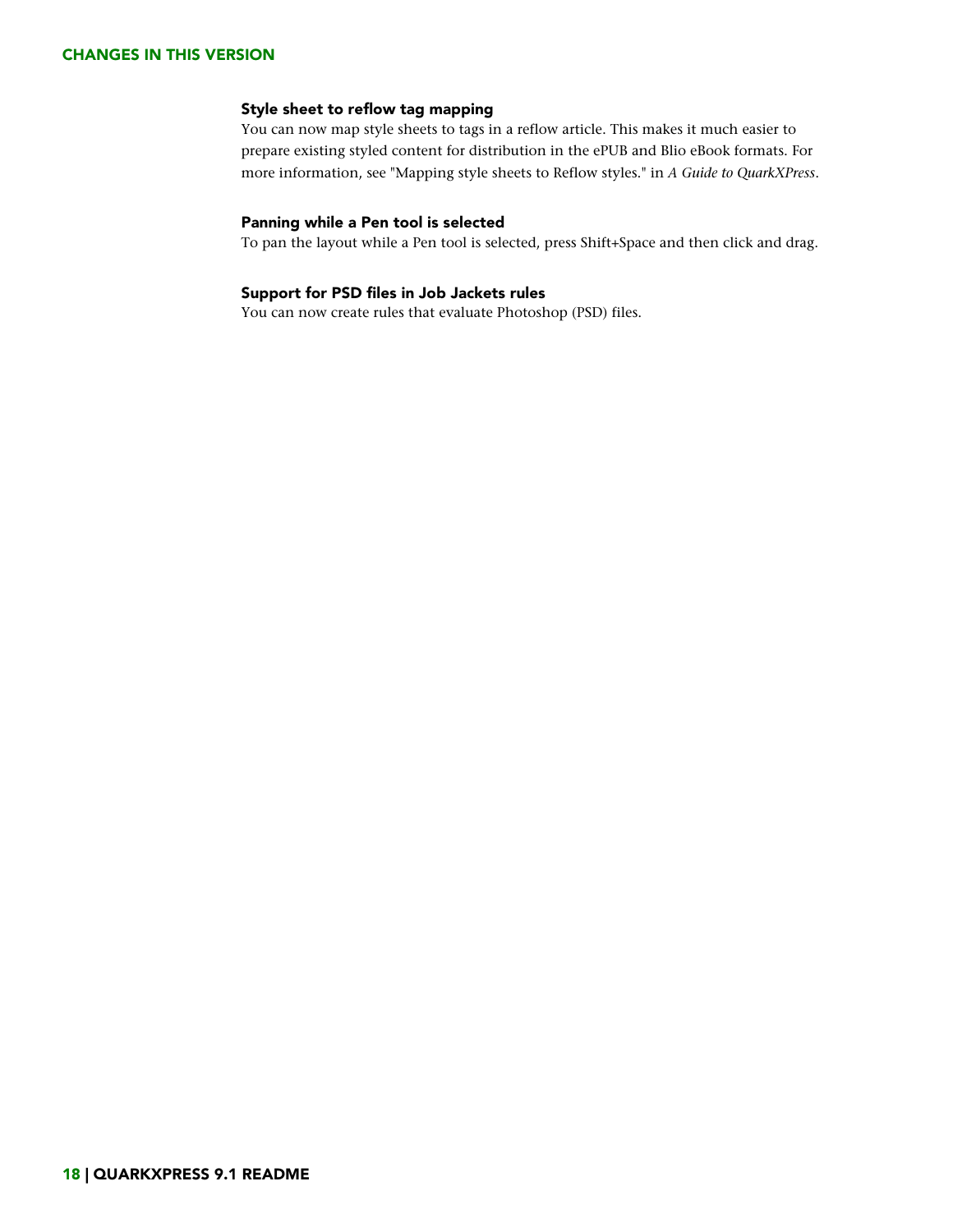### Style sheet to reflow tag mapping

You can now map style sheets to tags in a reflow article. This makes it much easier to prepare existing styled content for distribution in the ePUB and Blio eBook formats. For more information, see "Mapping style sheets to Reflow styles." in *A Guide to QuarkXPress*.

### Panning while a Pen tool is selected

To pan the layout while a Pen tool is selected, press Shift+Space and then click and drag.

### Support for PSD files in Job Jackets rules

You can now create rules that evaluate Photoshop (PSD) files.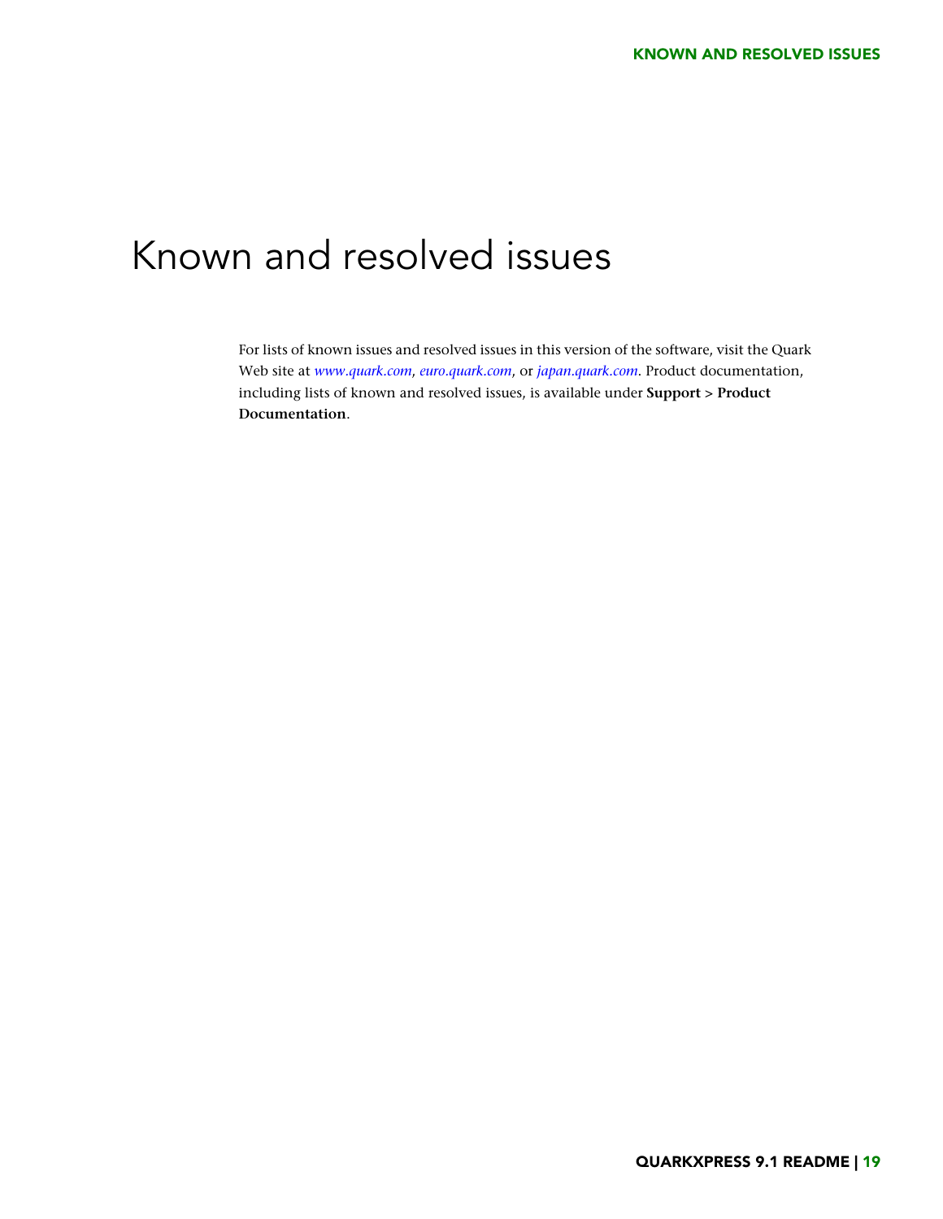# Known and resolved issues

For lists of known issues and resolved issues in this version of the software, visit the Quark Web site at *www.quark.com*, *euro.quark.com*, or *japan.quark.com*. Product documentation, including lists of known and resolved issues, is available under **Support > Product Documentation**.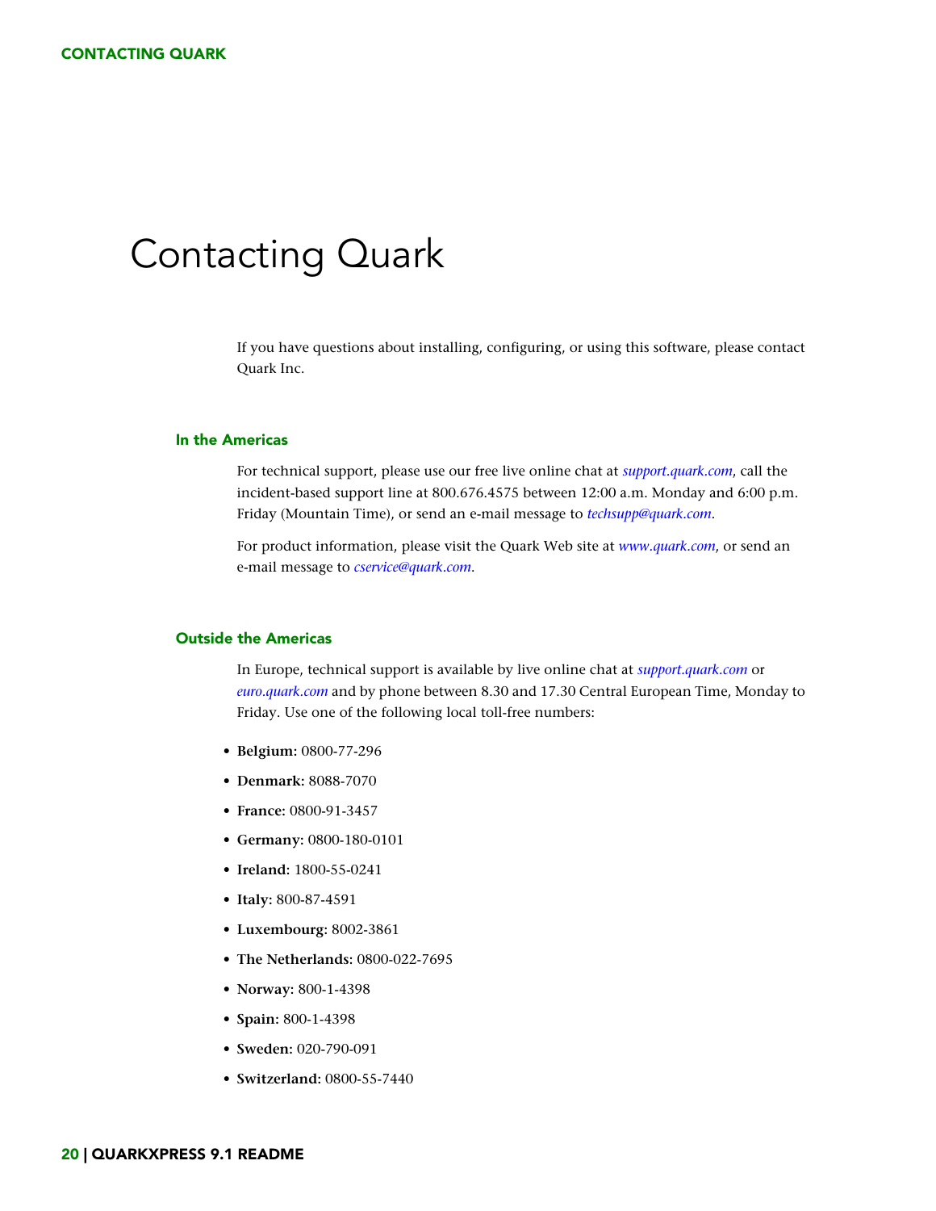# Contacting Quark

If you have questions about installing, configuring, or using this software, please contact Quark Inc.

## In the Americas

For technical support, please use our free live online chat at *support.quark.com*, call the incident-based support line at 800.676.4575 between 12:00 a.m. Monday and 6:00 p.m. Friday (Mountain Time), or send an e-mail message to *techsupp@quark.com*.

For product information, please visit the Quark Web site at *www.quark.com*, or send an e-mail message to *cservice@quark.com*.

## Outside the Americas

In Europe, technical support is available by live online chat at *support.quark.com* or *euro.quark.com* and by phone between 8.30 and 17.30 Central European Time, Monday to Friday. Use one of the following local toll-free numbers:

- **Belgium:** 0800-77-296
- **Denmark:** 8088-7070
- **France:** 0800-91-3457
- **Germany:** 0800-180-0101
- **Ireland:** 1800-55-0241
- **Italy:** 800-87-4591
- **Luxembourg:** 8002-3861
- **The Netherlands:** 0800-022-7695
- **Norway:** 800-1-4398
- **Spain:** 800-1-4398
- **Sweden:** 020-790-091
- **Switzerland:** 0800-55-7440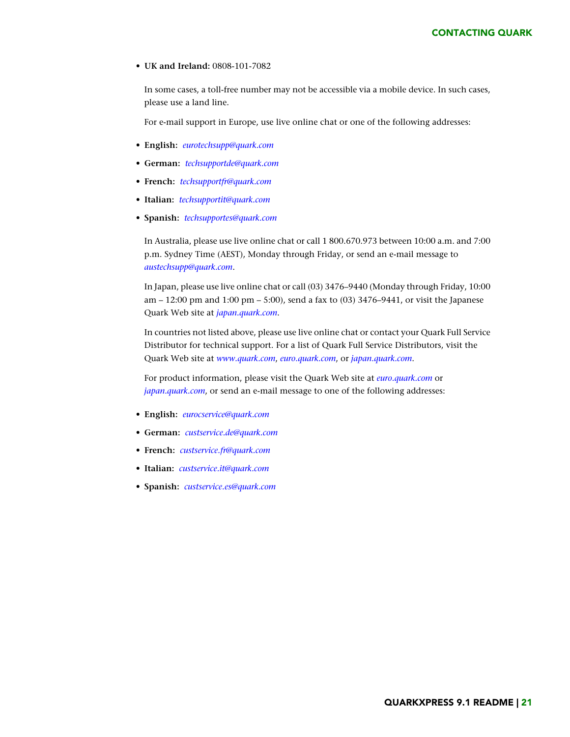- **UK and Ireland:** 0808-101-7082

  In some cases, a toll-free number may not be accessible via a mobile device. In such cases, please use a land line.

  For e-mail support in Europe, use live online chat or one of the following addresses:

- **English:** *eurotechsupp@quark.com*
- **German:** *techsupportde@quark.com*
- **French:** *techsupportfr@quark.com*
- **Italian:** *techsupportit@quark.com*
- **Spanish:** *techsupportes@quark.com*

  In Australia, please use live online chat or call 1 800.670.973 between 10:00 a.m. and 7:00 p.m. Sydney Time (AEST), Monday through Friday, or send an e-mail message to *austechsupp@quark.com*.

  In Japan, please use live online chat or call (03) 3476–9440 (Monday through Friday, 10:00 am – 12:00 pm and 1:00 pm – 5:00), send a fax to (03) 3476–9441, or visit the Japanese Quark Web site at *japan.quark.com*.

  In countries not listed above, please use live online chat or contact your Quark Full Service Distributor for technical support. For a list of Quark Full Service Distributors, visit the Quark Web site at *www.quark.com*, *euro.quark.com*, or *japan.quark.com*.

  For product information, please visit the Quark Web site at *euro.quark.com* or *japan.quark.com*, or send an e-mail message to one of the following addresses:

- **English:** *eurocservice@quark.com*
- **German:** *custservice.de@quark.com*
- **French:** *custservice.fr@quark.com*
- **Italian:** *custservice.it@quark.com*
- **Spanish:** *custservice.es@quark.com*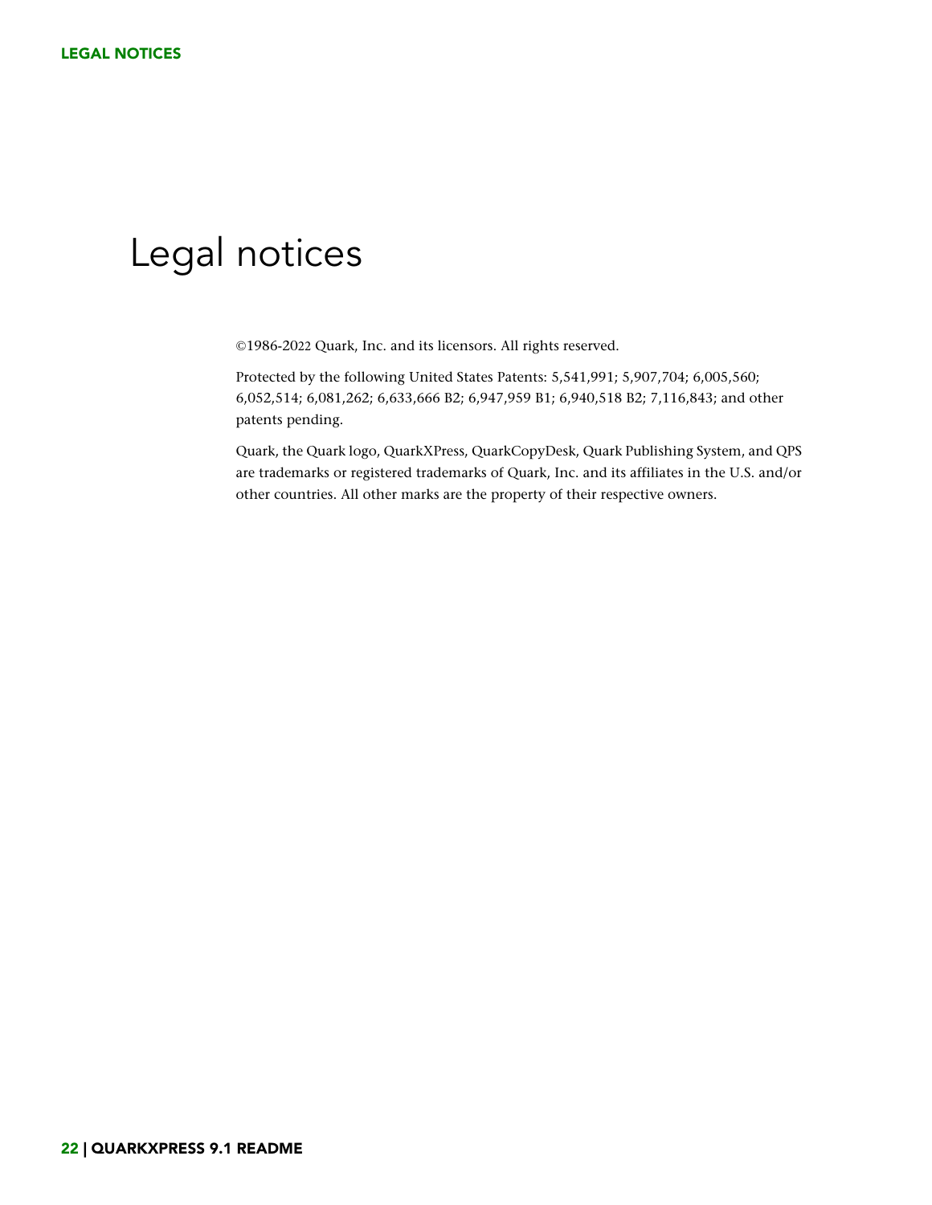# Legal notices

©1986-2022 Quark, Inc. and its licensors. All rights reserved.

Protected by the following United States Patents: 5,541,991; 5,907,704; 6,005,560; 6,052,514; 6,081,262; 6,633,666 B2; 6,947,959 B1; 6,940,518 B2; 7,116,843; and other patents pending.

Quark, the Quark logo, QuarkXPress, QuarkCopyDesk, Quark Publishing System, and QPS are trademarks or registered trademarks of Quark, Inc. and its affiliates in the U.S. and/or other countries. All other marks are the property of their respective owners.